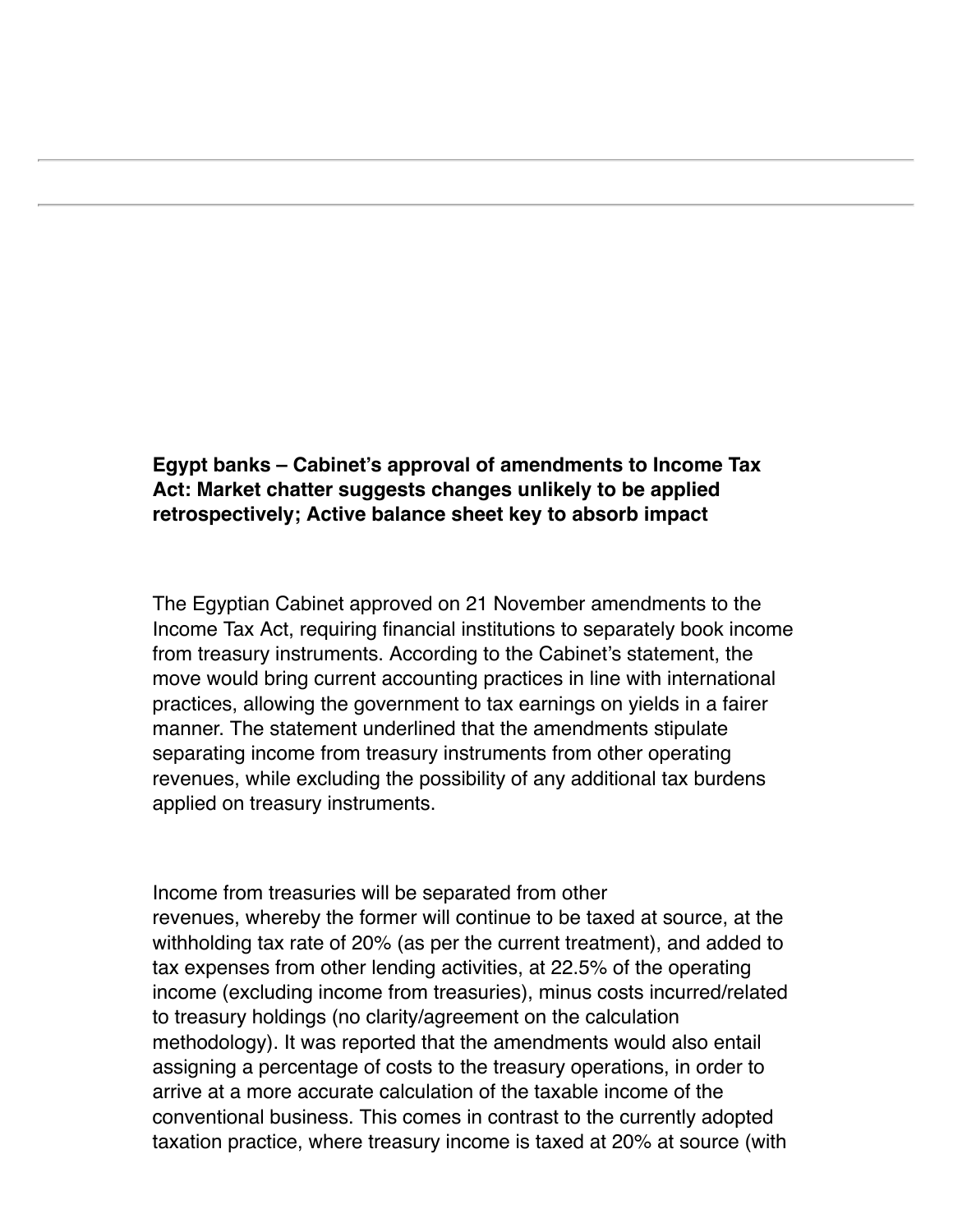**Egypt banks – Cabinet's approval of amendments to Income Tax Act: Market chatter suggests changes unlikely to be applied retrospectively; Active balance sheet key to absorb impact**

The Egyptian Cabinet approved on 21 November amendments to the Income Tax Act, requiring financial institutions to separately book income from treasury instruments. According to the Cabinet's statement, the move would bring current accounting practices in line with international practices, allowing the government to tax earnings on yields in a fairer manner. The statement underlined that the amendments stipulate separating income from treasury instruments from other operating revenues, while excluding the possibility of any additional tax burdens applied on treasury instruments.

Income from treasuries will be separated from other revenues, whereby the former will continue to be taxed at source, at the withholding tax rate of 20% (as per the current treatment), and added to tax expenses from other lending activities, at 22.5% of the operating income (excluding income from treasuries), minus costs incurred/related to treasury holdings (no clarity/agreement on the calculation methodology). It was reported that the amendments would also entail assigning a percentage of costs to the treasury operations, in order to arrive at a more accurate calculation of the taxable income of the conventional business. This comes in contrast to the currently adopted taxation practice, where treasury income is taxed at 20% at source (with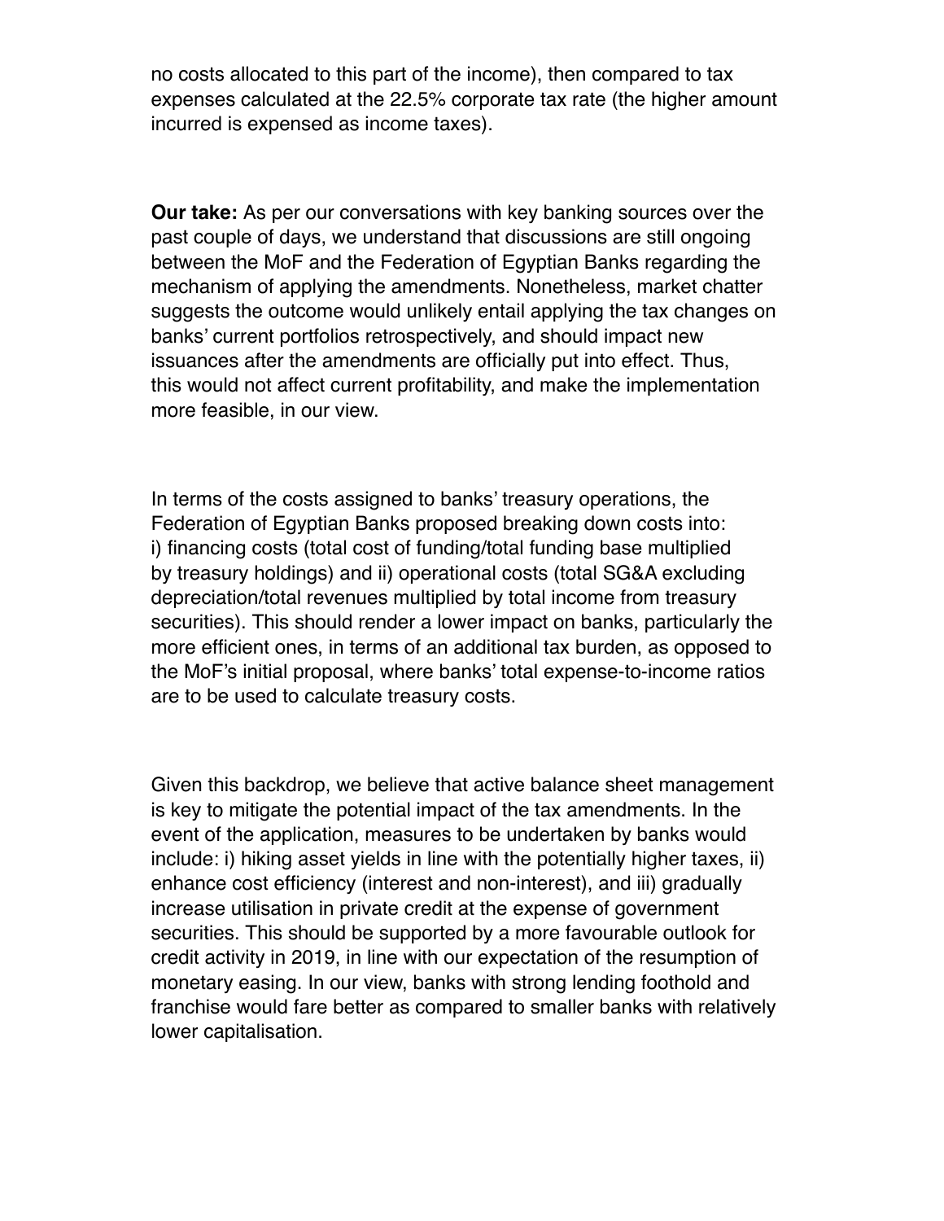no costs allocated to this part of the income), then compared to tax expenses calculated at the 22.5% corporate tax rate (the higher amount incurred is expensed as income taxes).

**Our take:** As per our conversations with key banking sources over the past couple of days, we understand that discussions are still ongoing between the MoF and the Federation of Egyptian Banks regarding the mechanism of applying the amendments. Nonetheless, market chatter suggests the outcome would unlikely entail applying the tax changes on banks' current portfolios retrospectively, and should impact new issuances after the amendments are officially put into effect. Thus, this would not affect current profitability, and make the implementation more feasible, in our view.

In terms of the costs assigned to banks' treasury operations, the Federation of Egyptian Banks proposed breaking down costs into: i) financing costs (total cost of funding/total funding base multiplied by treasury holdings) and ii) operational costs (total SG&A excluding depreciation/total revenues multiplied by total income from treasury securities). This should render a lower impact on banks, particularly the more efficient ones, in terms of an additional tax burden, as opposed to the MoF's initial proposal, where banks' total expense-to-income ratios are to be used to calculate treasury costs.

Given this backdrop, we believe that active balance sheet management is key to mitigate the potential impact of the tax amendments. In the event of the application, measures to be undertaken by banks would include: i) hiking asset yields in line with the potentially higher taxes, ii) enhance cost efficiency (interest and non-interest), and iii) gradually increase utilisation in private credit at the expense of government securities. This should be supported by a more favourable outlook for credit activity in 2019, in line with our expectation of the resumption of monetary easing. In our view, banks with strong lending foothold and franchise would fare better as compared to smaller banks with relatively lower capitalisation.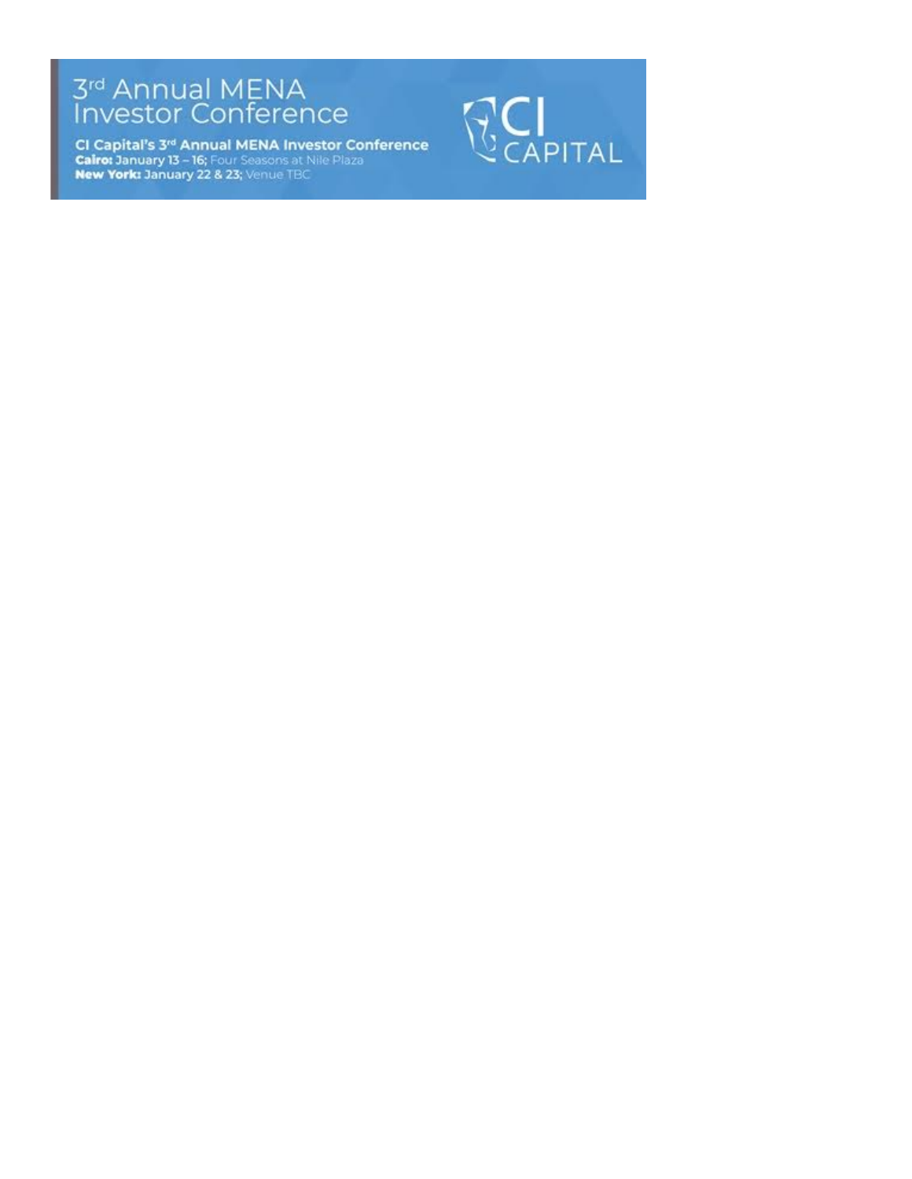# 3rd Annual MENA Investor Conference

**CI Capital's 3rd Annual MENA Investor Conference**
**Cairo:** January 13 – 16; Four Seasons at Nile Plaza
**New York:** January 22 & 23; Venue TBC

CI CAPITAL